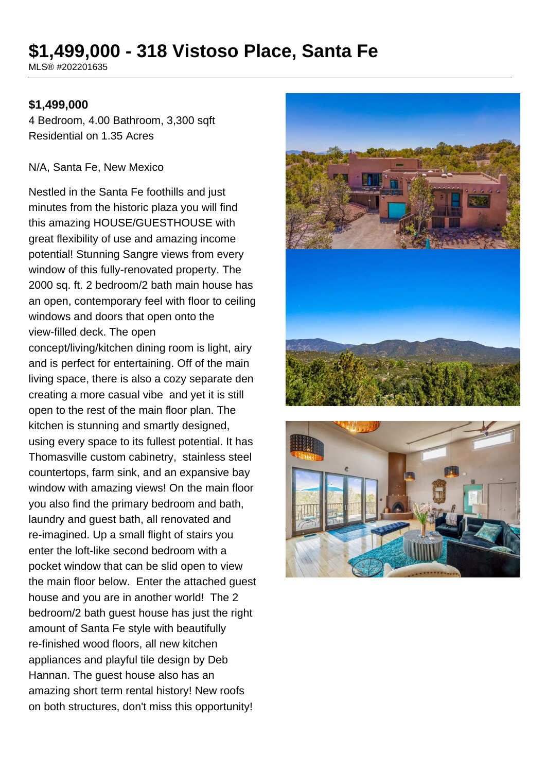# $1,499,000 - 318 Vistoso Place, Santa Fe

MLS® #202201635

**$1,499,000**

4 Bedroom, 4.00 Bathroom, 3,300 sqft
Residential on 1.35 Acres

N/A, Santa Fe, New Mexico

Nestled in the Santa Fe foothills and just minutes from the historic plaza you will find this amazing HOUSE/GUESTHOUSE with great flexibility of use and amazing income potential! Stunning Sangre views from every window of this fully-renovated property. The 2000 sq. ft. 2 bedroom/2 bath main house has an open, contemporary feel with floor to ceiling windows and doors that open onto the view-filled deck. The open concept/living/kitchen dining room is light, airy and is perfect for entertaining. Off of the main living space, there is also a cozy separate den creating a more casual vibe and yet it is still open to the rest of the main floor plan. The kitchen is stunning and smartly designed, using every space to its fullest potential. It has Thomasville custom cabinetry, stainless steel countertops, farm sink, and an expansive bay window with amazing views! On the main floor you also find the primary bedroom and bath, laundry and guest bath, all renovated and re-imagined. Up a small flight of stairs you enter the loft-like second bedroom with a pocket window that can be slid open to view the main floor below. Enter the attached guest house and you are in another world! The 2 bedroom/2 bath guest house has just the right amount of Santa Fe style with beautifully re-finished wood floors, all new kitchen appliances and playful tile design by Deb Hannan. The guest house also has an amazing short term rental history! New roofs on both structures, don't miss this opportunity!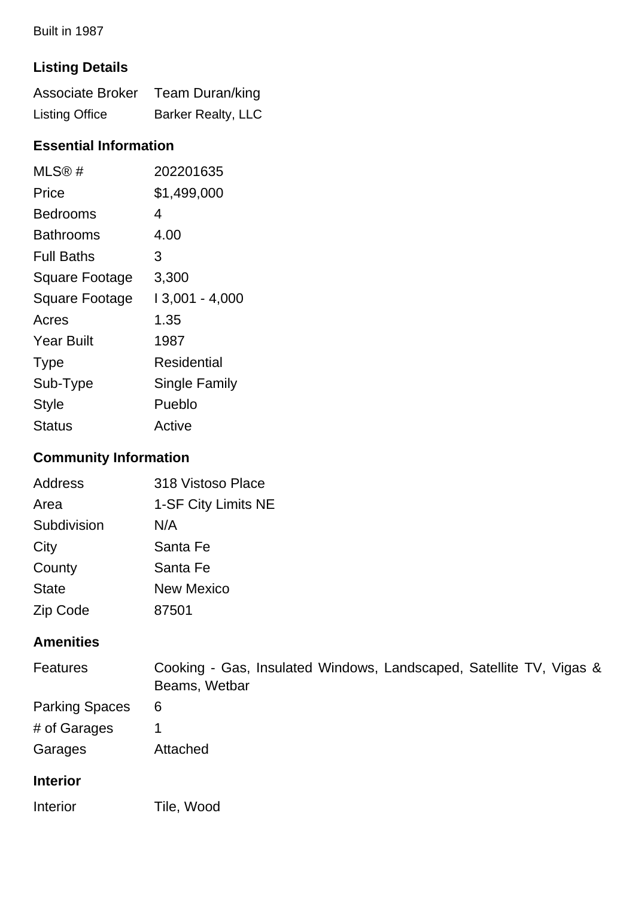Built in 1987

### Listing Details

| | |
|---|---|
| Associate Broker | Team Duran/king |
| Listing Office | Barker Realty, LLC |

### Essential Information

| | |
|---|---|
| MLS® # | 202201635 |
| Price | $1,499,000 |
| Bedrooms | 4 |
| Bathrooms | 4.00 |
| Full Baths | 3 |
| Square Footage | 3,300 |
| Square Footage | I 3,001 - 4,000 |
| Acres | 1.35 |
| Year Built | 1987 |
| Type | Residential |
| Sub-Type | Single Family |
| Style | Pueblo |
| Status | Active |

### Community Information

| | |
|---|---|
| Address | 318 Vistoso Place |
| Area | 1-SF City Limits NE |
| Subdivision | N/A |
| City | Santa Fe |
| County | Santa Fe |
| State | New Mexico |
| Zip Code | 87501 |

### Amenities

| | |
|---|---|
| Features | Cooking - Gas, Insulated Windows, Landscaped, Satellite TV, Vigas & Beams, Wetbar |
| Parking Spaces | 6 |
| # of Garages | 1 |
| Garages | Attached |

### Interior

| | |
|---|---|
| Interior | Tile, Wood |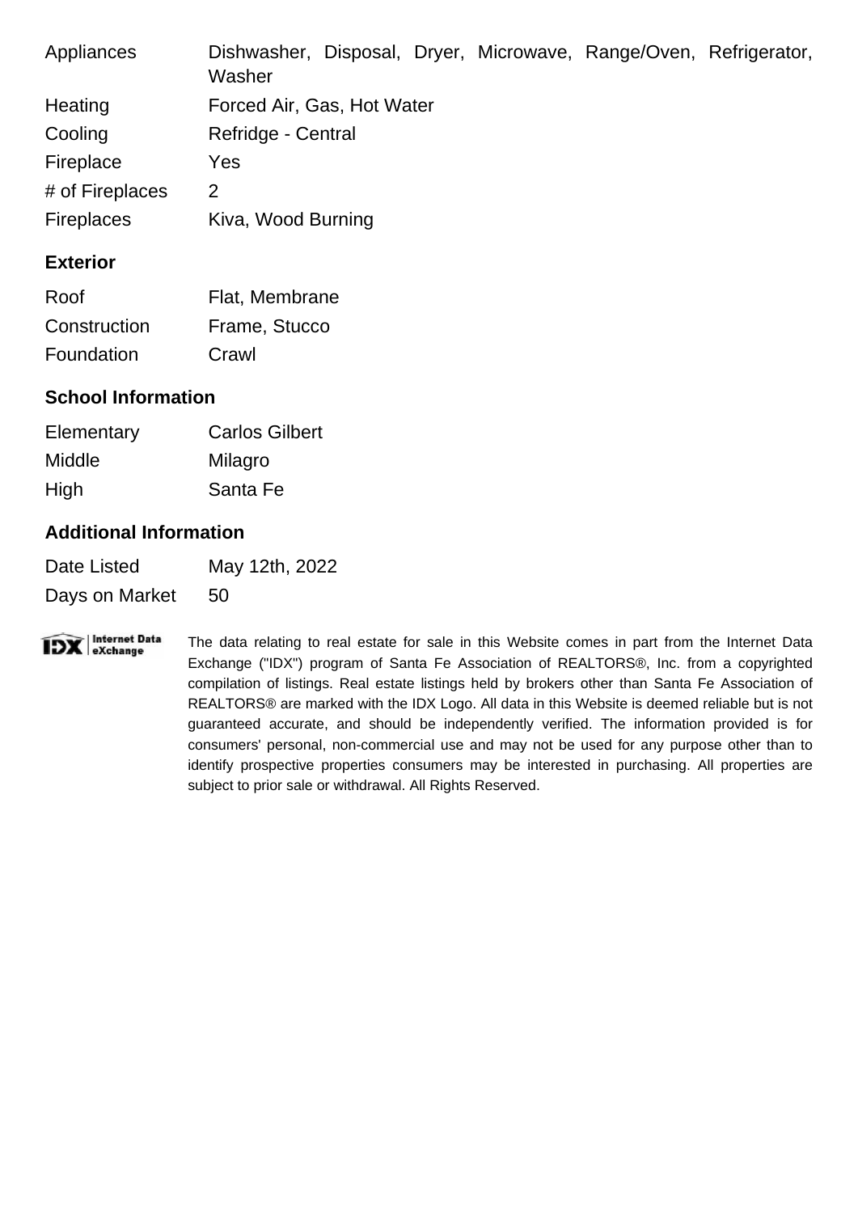| | |
|---|---|
| Appliances | Dishwasher, Disposal, Dryer, Microwave, Range/Oven, Refrigerator, Washer |
| Heating | Forced Air, Gas, Hot Water |
| Cooling | Refridge - Central |
| Fireplace | Yes |
| # of Fireplaces | 2 |
| Fireplaces | Kiva, Wood Burning |

### Exterior

| | |
|---|---|
| Roof | Flat, Membrane |
| Construction | Frame, Stucco |
| Foundation | Crawl |

### School Information

| | |
|---|---|
| Elementary | Carlos Gilbert |
| Middle | Milagro |
| High | Santa Fe |

### Additional Information

| | |
|---|---|
| Date Listed | May 12th, 2022 |
| Days on Market | 50 |

IDX Internet Data eXchange

The data relating to real estate for sale in this Website comes in part from the Internet Data Exchange ("IDX") program of Santa Fe Association of REALTORS®, Inc. from a copyrighted compilation of listings. Real estate listings held by brokers other than Santa Fe Association of REALTORS® are marked with the IDX Logo. All data in this Website is deemed reliable but is not guaranteed accurate, and should be independently verified. The information provided is for consumers' personal, non-commercial use and may not be used for any purpose other than to identify prospective properties consumers may be interested in purchasing. All properties are subject to prior sale or withdrawal. All Rights Reserved.